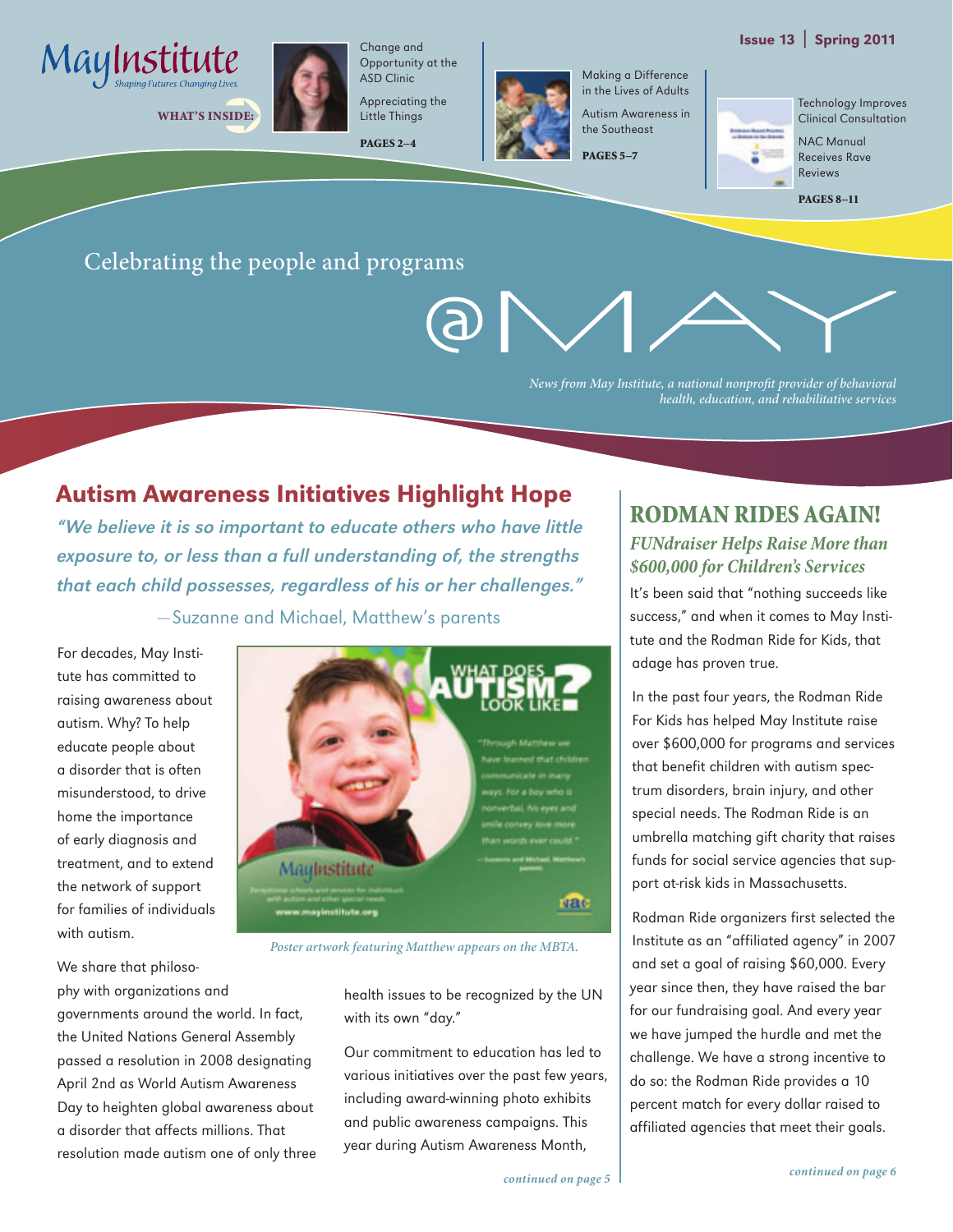May Institute
*Shaping Futures. Changing Lives.*

**WHAT'S INSIDE:**

Change and Opportunity at the ASD Clinic

Appreciating the Little Things

**PAGES 2–4**

Making a Difference in the Lives of Adults

Autism Awareness in the Southeast

**PAGES 5–7**

Technology Improves Clinical Consultation

NAC Manual Receives Rave Reviews

**PAGES 8–11**

**Issue 13 | Spring 2011**

Celebrating the people and programs

# @MAY

*News from May Institute, a national nonprofit provider of behavioral health, education, and rehabilitative services*

## Autism Awareness Initiatives Highlight Hope

***"We believe it is so important to educate others who have little exposure to, or less than a full understanding of, the strengths that each child possesses, regardless of his or her challenges."***

—Suzanne and Michael, Matthew's parents

For decades, May Institute has committed to raising awareness about autism. Why? To help educate people about a disorder that is often misunderstood, to drive home the importance of early diagnosis and treatment, and to extend the network of support for families of individuals with autism.

*Poster artwork featuring Matthew appears on the MBTA.*

We share that philosophy with organizations and governments around the world. In fact, the United Nations General Assembly passed a resolution in 2008 designating April 2nd as World Autism Awareness Day to heighten global awareness about a disorder that affects millions. That resolution made autism one of only three health issues to be recognized by the UN with its own "day."

Our commitment to education has led to various initiatives over the past few years, including award-winning photo exhibits and public awareness campaigns. This year during Autism Awareness Month,

*continued on page 5*

## RODMAN RIDES AGAIN!

### *FUNdraiser Helps Raise More than $600,000 for Children's Services*

It's been said that "nothing succeeds like success," and when it comes to May Institute and the Rodman Ride for Kids, that adage has proven true.

In the past four years, the Rodman Ride For Kids has helped May Institute raise over $600,000 for programs and services that benefit children with autism spectrum disorders, brain injury, and other special needs. The Rodman Ride is an umbrella matching gift charity that raises funds for social service agencies that support at-risk kids in Massachusetts.

Rodman Ride organizers first selected the Institute as an "affiliated agency" in 2007 and set a goal of raising $60,000. Every year since then, they have raised the bar for our fundraising goal. And every year we have jumped the hurdle and met the challenge. We have a strong incentive to do so: the Rodman Ride provides a 10 percent match for every dollar raised to affiliated agencies that meet their goals.

*continued on page 6*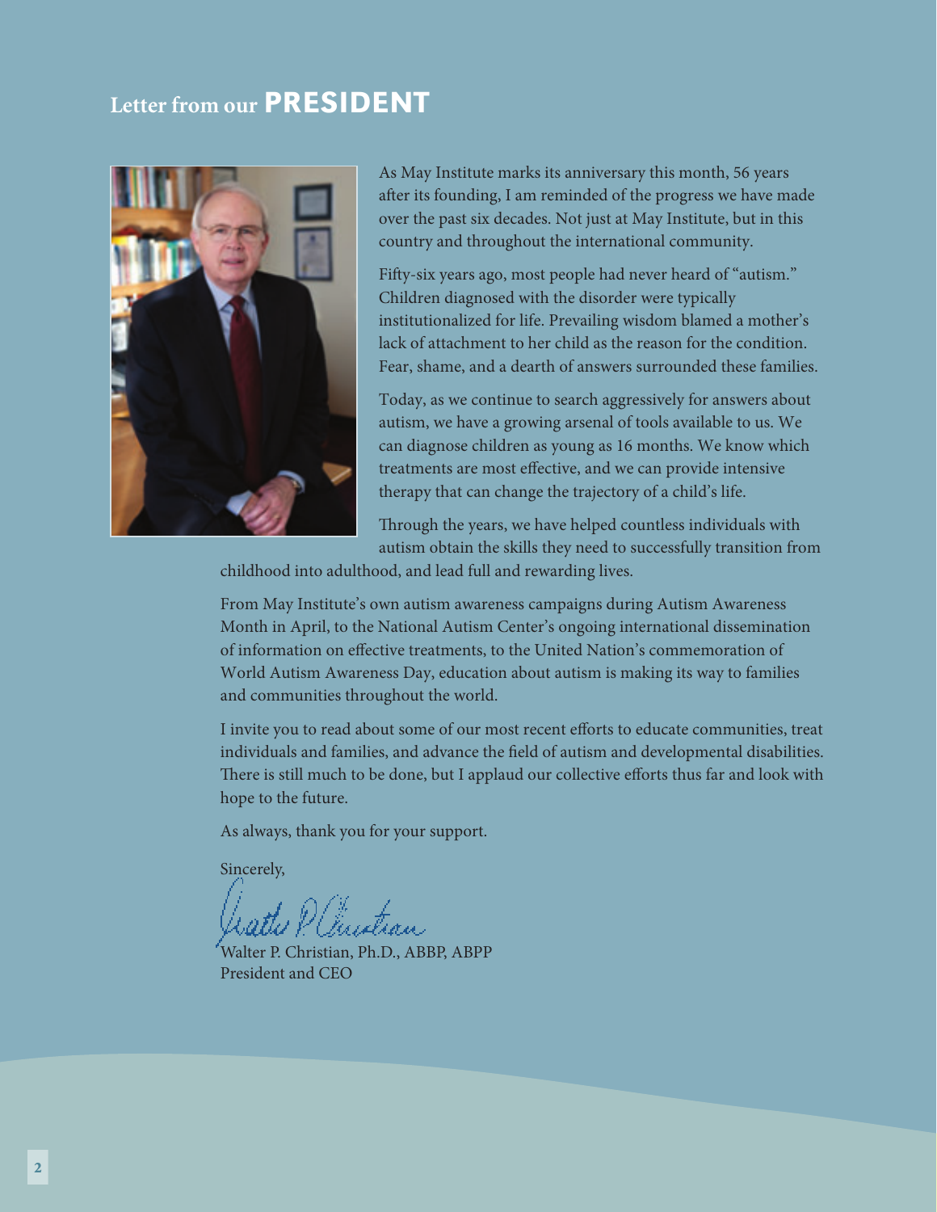# Letter from our PRESIDENT

As May Institute marks its anniversary this month, 56 years after its founding, I am reminded of the progress we have made over the past six decades. Not just at May Institute, but in this country and throughout the international community.

Fifty-six years ago, most people had never heard of "autism." Children diagnosed with the disorder were typically institutionalized for life. Prevailing wisdom blamed a mother's lack of attachment to her child as the reason for the condition. Fear, shame, and a dearth of answers surrounded these families.

Today, as we continue to search aggressively for answers about autism, we have a growing arsenal of tools available to us. We can diagnose children as young as 16 months. We know which treatments are most effective, and we can provide intensive therapy that can change the trajectory of a child's life.

Through the years, we have helped countless individuals with autism obtain the skills they need to successfully transition from childhood into adulthood, and lead full and rewarding lives.

From May Institute's own autism awareness campaigns during Autism Awareness Month in April, to the National Autism Center's ongoing international dissemination of information on effective treatments, to the United Nation's commemoration of World Autism Awareness Day, education about autism is making its way to families and communities throughout the world.

I invite you to read about some of our most recent efforts to educate communities, treat individuals and families, and advance the field of autism and developmental disabilities. There is still much to be done, but I applaud our collective efforts thus far and look with hope to the future.

As always, thank you for your support.

Sincerely,

Walter P. Christian, Ph.D., ABBP, ABPP
President and CEO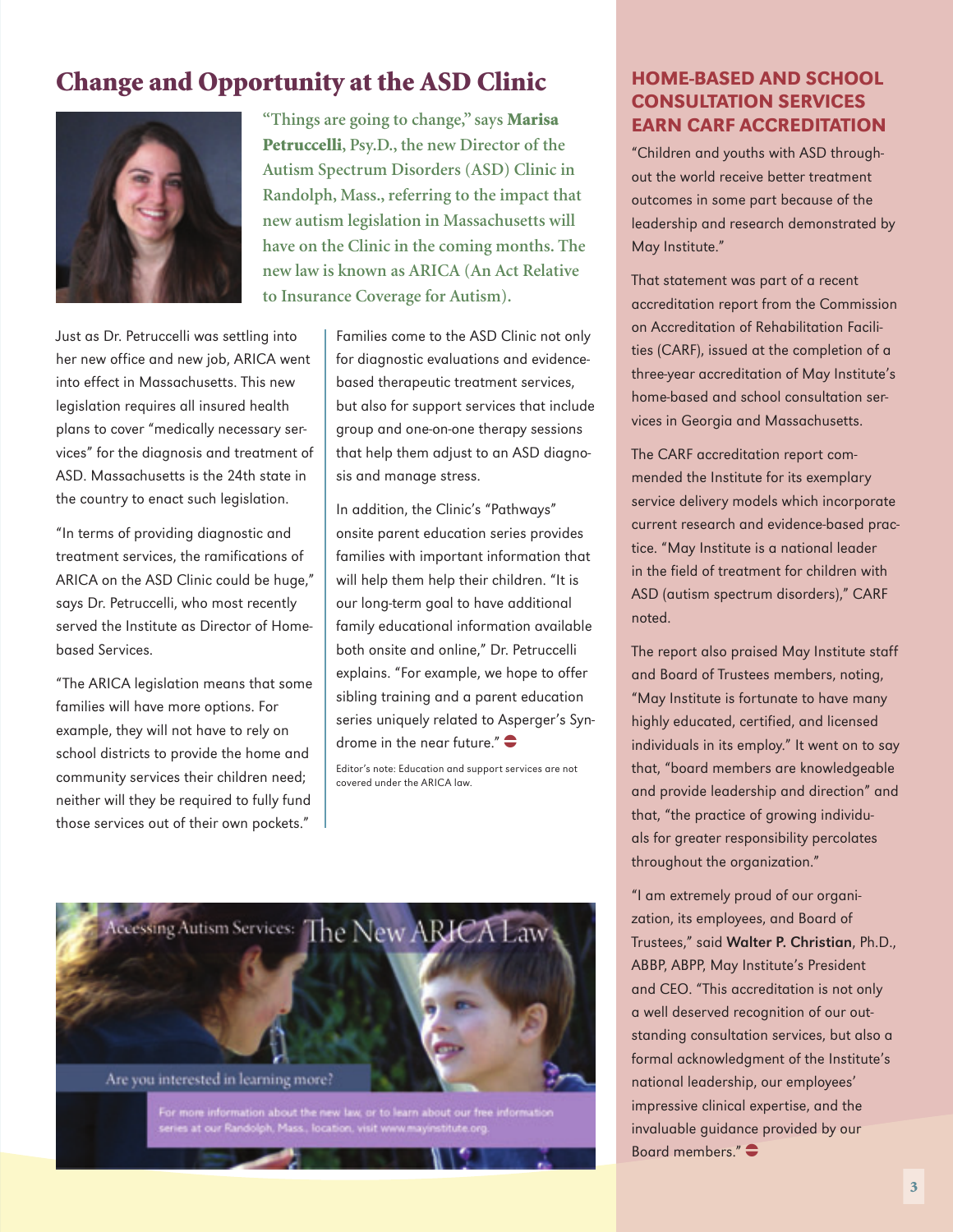## Change and Opportunity at the ASD Clinic

**"Things are going to change," says Marisa Petruccelli, Psy.D., the new Director of the Autism Spectrum Disorders (ASD) Clinic in Randolph, Mass., referring to the impact that new autism legislation in Massachusetts will have on the Clinic in the coming months. The new law is known as ARICA (An Act Relative to Insurance Coverage for Autism).**

Just as Dr. Petruccelli was settling into her new office and new job, ARICA went into effect in Massachusetts. This new legislation requires all insured health plans to cover "medically necessary services" for the diagnosis and treatment of ASD. Massachusetts is the 24th state in the country to enact such legislation.

"In terms of providing diagnostic and treatment services, the ramifications of ARICA on the ASD Clinic could be huge," says Dr. Petruccelli, who most recently served the Institute as Director of Home-based Services.

"The ARICA legislation means that some families will have more options. For example, they will not have to rely on school districts to provide the home and community services their children need; neither will they be required to fully fund those services out of their own pockets."

Families come to the ASD Clinic not only for diagnostic evaluations and evidence-based therapeutic treatment services, but also for support services that include group and one-on-one therapy sessions that help them adjust to an ASD diagnosis and manage stress.

In addition, the Clinic's "Pathways" onsite parent education series provides families with important information that will help them help their children. "It is our long-term goal to have additional family educational information available both onsite and online," Dr. Petruccelli explains. "For example, we hope to offer sibling training and a parent education series uniquely related to Asperger's Syndrome in the near future."

Editor's note: Education and support services are not covered under the ARICA law.

Accessing Autism Services: The New ARICA Law

Are you interested in learning more?

For more information about the new law, or to learn about our free information series at our Randolph, Mass. location, visit www.mayinstitute.org.

## HOME-BASED AND SCHOOL CONSULTATION SERVICES EARN CARF ACCREDITATION

"Children and youths with ASD throughout the world receive better treatment outcomes in some part because of the leadership and research demonstrated by May Institute."

That statement was part of a recent accreditation report from the Commission on Accreditation of Rehabilitation Facilities (CARF), issued at the completion of a three-year accreditation of May Institute's home-based and school consultation services in Georgia and Massachusetts.

The CARF accreditation report commended the Institute for its exemplary service delivery models which incorporate current research and evidence-based practice. "May Institute is a national leader in the field of treatment for children with ASD (autism spectrum disorders)," CARF noted.

The report also praised May Institute staff and Board of Trustees members, noting, "May Institute is fortunate to have many highly educated, certified, and licensed individuals in its employ." It went on to say that, "board members are knowledgeable and provide leadership and direction" and that, "the practice of growing individuals for greater responsibility percolates throughout the organization."

"I am extremely proud of our organization, its employees, and Board of Trustees," said **Walter P. Christian**, Ph.D., ABBP, ABPP, May Institute's President and CEO. "This accreditation is not only a well deserved recognition of our outstanding consultation services, but also a formal acknowledgment of the Institute's national leadership, our employees' impressive clinical expertise, and the invaluable guidance provided by our Board members."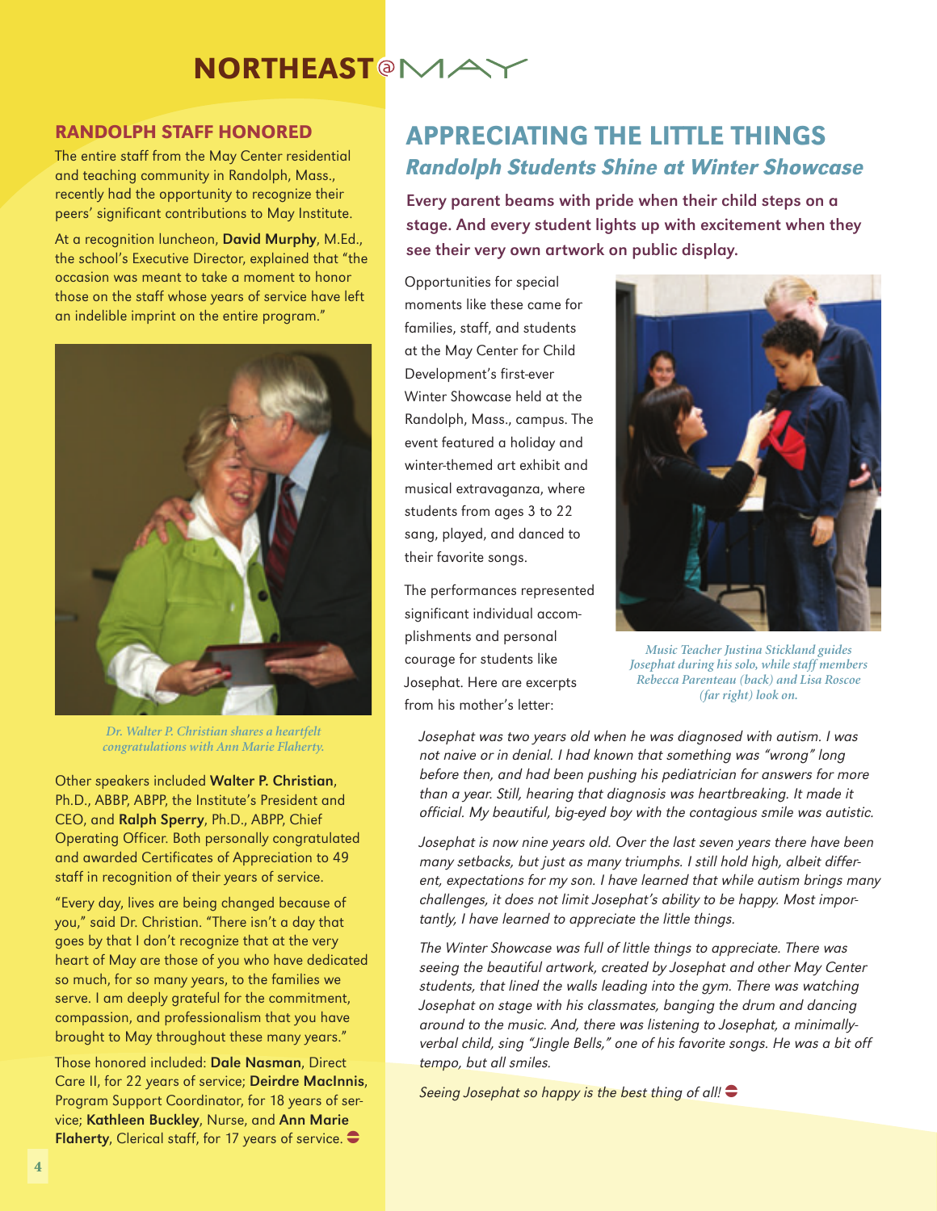# NORTHEAST@MAY

## RANDOLPH STAFF HONORED

The entire staff from the May Center residential and teaching community in Randolph, Mass., recently had the opportunity to recognize their peers' significant contributions to May Institute.

At a recognition luncheon, **David Murphy**, M.Ed., the school's Executive Director, explained that "the occasion was meant to take a moment to honor those on the staff whose years of service have left an indelible imprint on the entire program."

*Dr. Walter P. Christian shares a heartfelt congratulations with Ann Marie Flaherty.*

Other speakers included **Walter P. Christian**, Ph.D., ABBP, ABPP, the Institute's President and CEO, and **Ralph Sperry**, Ph.D., ABPP, Chief Operating Officer. Both personally congratulated and awarded Certificates of Appreciation to 49 staff in recognition of their years of service.

"Every day, lives are being changed because of you," said Dr. Christian. "There isn't a day that goes by that I don't recognize that at the very heart of May are those of you who have dedicated so much, for so many years, to the families we serve. I am deeply grateful for the commitment, compassion, and professionalism that you have brought to May throughout these many years."

Those honored included: **Dale Nasman**, Direct Care II, for 22 years of service; **Deirdre MacInnis**, Program Support Coordinator, for 18 years of service; **Kathleen Buckley**, Nurse, and **Ann Marie Flaherty**, Clerical staff, for 17 years of service.

## APPRECIATING THE LITTLE THINGS

### *Randolph Students Shine at Winter Showcase*

**Every parent beams with pride when their child steps on a stage. And every student lights up with excitement when they see their very own artwork on public display.**

Opportunities for special moments like these came for families, staff, and students at the May Center for Child Development's first-ever Winter Showcase held at the Randolph, Mass., campus. The event featured a holiday and winter-themed art exhibit and musical extravaganza, where students from ages 3 to 22 sang, played, and danced to their favorite songs.

The performances represented significant individual accomplishments and personal courage for students like Josephat. Here are excerpts from his mother's letter:

*Music Teacher Justina Stickland guides Josephat during his solo, while staff members Rebecca Parenteau (back) and Lisa Roscoe (far right) look on.*

*Josephat was two years old when he was diagnosed with autism. I was not naive or in denial. I had known that something was "wrong" long before then, and had been pushing his pediatrician for answers for more than a year. Still, hearing that diagnosis was heartbreaking. It made it official. My beautiful, big-eyed boy with the contagious smile was autistic.*

*Josephat is now nine years old. Over the last seven years there have been many setbacks, but just as many triumphs. I still hold high, albeit different, expectations for my son. I have learned that while autism brings many challenges, it does not limit Josephat's ability to be happy. Most importantly, I have learned to appreciate the little things.*

*The Winter Showcase was full of little things to appreciate. There was seeing the beautiful artwork, created by Josephat and other May Center students, that lined the walls leading into the gym. There was watching Josephat on stage with his classmates, banging the drum and dancing around to the music. And, there was listening to Josephat, a minimally-verbal child, sing "Jingle Bells," one of his favorite songs. He was a bit off tempo, but all smiles.*

*Seeing Josephat so happy is the best thing of all!*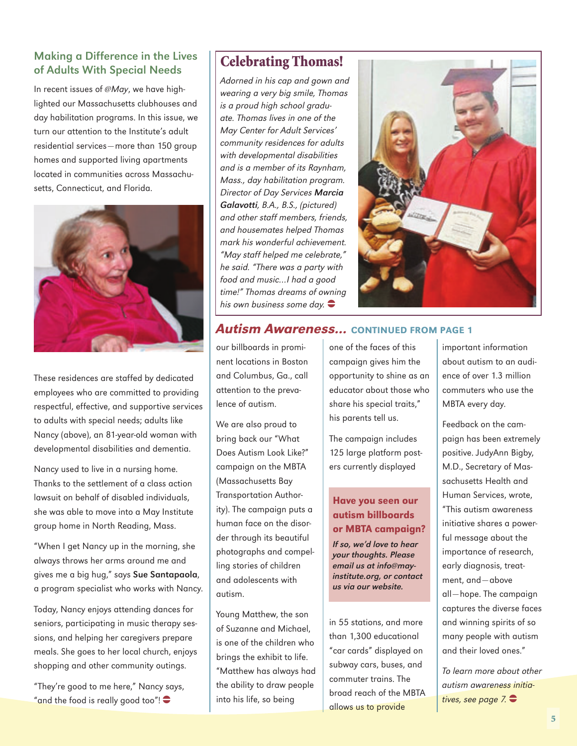## Making a Difference in the Lives of Adults With Special Needs

In recent issues of *@May*, we have highlighted our Massachusetts clubhouses and day habilitation programs. In this issue, we turn our attention to the Institute's adult residential services—more than 150 group homes and supported living apartments located in communities across Massachusetts, Connecticut, and Florida.

These residences are staffed by dedicated employees who are committed to providing respectful, effective, and supportive services to adults with special needs; adults like Nancy (above), an 81-year-old woman with developmental disabilities and dementia.

Nancy used to live in a nursing home. Thanks to the settlement of a class action lawsuit on behalf of disabled individuals, she was able to move into a May Institute group home in North Reading, Mass.

"When I get Nancy up in the morning, she always throws her arms around me and gives me a big hug," says **Sue Santapaola**, a program specialist who works with Nancy.

Today, Nancy enjoys attending dances for seniors, participating in music therapy sessions, and helping her caregivers prepare meals. She goes to her local church, enjoys shopping and other community outings.

"They're good to me here," Nancy says, "and the food is really good too"!

## Celebrating Thomas!

*Adorned in his cap and gown and wearing a very big smile, Thomas is a proud high school graduate. Thomas lives in one of the May Center for Adult Services' community residences for adults with developmental disabilities and is a member of its Raynham, Mass., day habilitation program. Director of Day Services **Marcia Galavotti**, B.A., B.S., (pictured) and other staff members, friends, and housemates helped Thomas mark his wonderful achievement. "May staff helped me celebrate," he said. "There was a party with food and music...I had a good time!" Thomas dreams of owning his own business some day.*

## *Autism Awareness...* CONTINUED FROM PAGE 1

our billboards in prominent locations in Boston and Columbus, Ga., call attention to the prevalence of autism.

We are also proud to bring back our "What Does Autism Look Like?" campaign on the MBTA (Massachusetts Bay Transportation Authority). The campaign puts a human face on the disorder through its beautiful photographs and compelling stories of children and adolescents with autism.

Young Matthew, the son of Suzanne and Michael, is one of the children who brings the exhibit to life. "Matthew has always had the ability to draw people into his life, so being one of the faces of this campaign gives him the opportunity to shine as an educator about those who share his special traits," his parents tell us.

The campaign includes 125 large platform posters currently displayed in 55 stations, and more than 1,300 educational "car cards" displayed on subway cars, buses, and commuter trains. The broad reach of the MBTA allows us to provide important information about autism to an audience of over 1.3 million commuters who use the MBTA every day.

Feedback on the campaign has been extremely positive. JudyAnn Bigby, M.D., Secretary of Massachusetts Health and Human Services, wrote, "This autism awareness initiative shares a powerful message about the importance of research, early diagnosis, treatment, and—above all—hope. The campaign captures the diverse faces and winning spirits of so many people with autism and their loved ones."

*To learn more about other autism awareness initiatives, see page 7.*

### Have you seen our autism billboards or MBTA campaign?

***If so, we'd love to hear your thoughts. Please email us at info@mayinstitute.org, or contact us via our website.***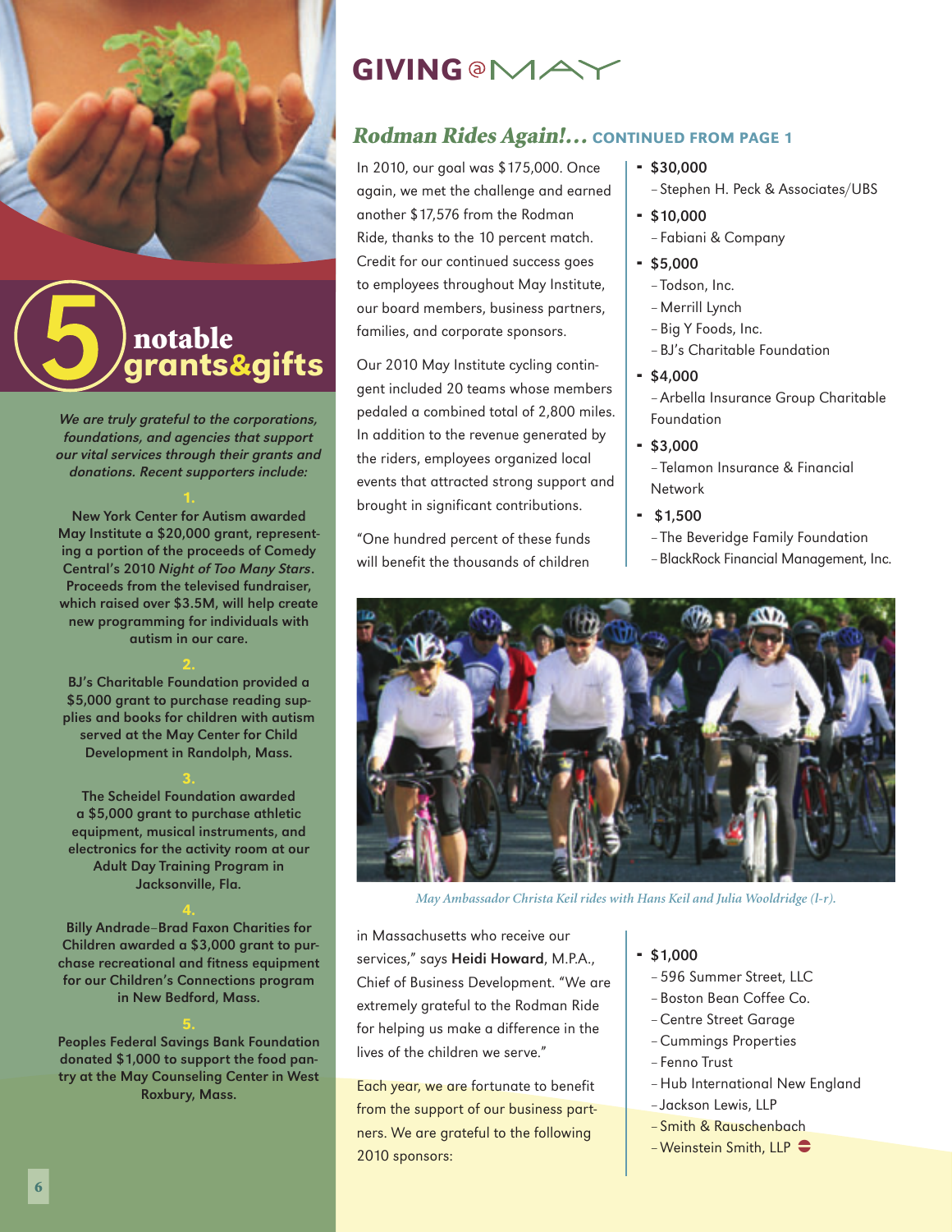# GIVING @ MAY

## 5 notable grants & gifts

***We are truly grateful to the corporations, foundations, and agencies that support our vital services through their grants and donations. Recent supporters include:***

**1.**

**New York Center for Autism awarded May Institute a $20,000 grant, representing a portion of the proceeds of Comedy Central's 2010 *Night of Too Many Stars*. Proceeds from the televised fundraiser, which raised over $3.5M, will help create new programming for individuals with autism in our care.**

**2.**

**BJ's Charitable Foundation provided a $5,000 grant to purchase reading supplies and books for children with autism served at the May Center for Child Development in Randolph, Mass.**

**3.**

**The Scheidel Foundation awarded a $5,000 grant to purchase athletic equipment, musical instruments, and electronics for the activity room at our Adult Day Training Program in Jacksonville, Fla.**

**4.**

**Billy Andrade–Brad Faxon Charities for Children awarded a $3,000 grant to purchase recreational and fitness equipment for our Children's Connections program in New Bedford, Mass.**

**5.**

**Peoples Federal Savings Bank Foundation donated $1,000 to support the food pantry at the May Counseling Center in West Roxbury, Mass.**

## *Rodman Rides Again!...* CONTINUED FROM PAGE 1

In 2010, our goal was $175,000. Once again, we met the challenge and earned another $17,576 from the Rodman Ride, thanks to the 10 percent match. Credit for our continued success goes to employees throughout May Institute, our board members, business partners, families, and corporate sponsors.

Our 2010 May Institute cycling contingent included 20 teams whose members pedaled a combined total of 2,800 miles. In addition to the revenue generated by the riders, employees organized local events that attracted strong support and brought in significant contributions.

"One hundred percent of these funds will benefit the thousands of children in Massachusetts who receive our services," says **Heidi Howard**, M.P.A., Chief of Business Development. "We are extremely grateful to the Rodman Ride for helping us make a difference in the lives of the children we serve."

Each year, we are fortunate to benefit from the support of our business partners. We are grateful to the following 2010 sponsors:

- **$30,000**
  - Stephen H. Peck & Associates/UBS
- **$10,000**
  - Fabiani & Company
- **$5,000**
  - Todson, Inc.
  - Merrill Lynch
  - Big Y Foods, Inc.
  - BJ's Charitable Foundation
- **$4,000**
  - Arbella Insurance Group Charitable Foundation
- **$3,000**
  - Telamon Insurance & Financial Network
- **$1,500**
  - The Beveridge Family Foundation
  - BlackRock Financial Management, Inc.
- **$1,000**
  - 596 Summer Street, LLC
  - Boston Bean Coffee Co.
  - Centre Street Garage
  - Cummings Properties
  - Fenno Trust
  - Hub International New England
  - Jackson Lewis, LLP
  - Smith & Rauschenbach
  - Weinstein Smith, LLP

*May Ambassador Christa Keil rides with Hans Keil and Julia Wooldridge (l-r).*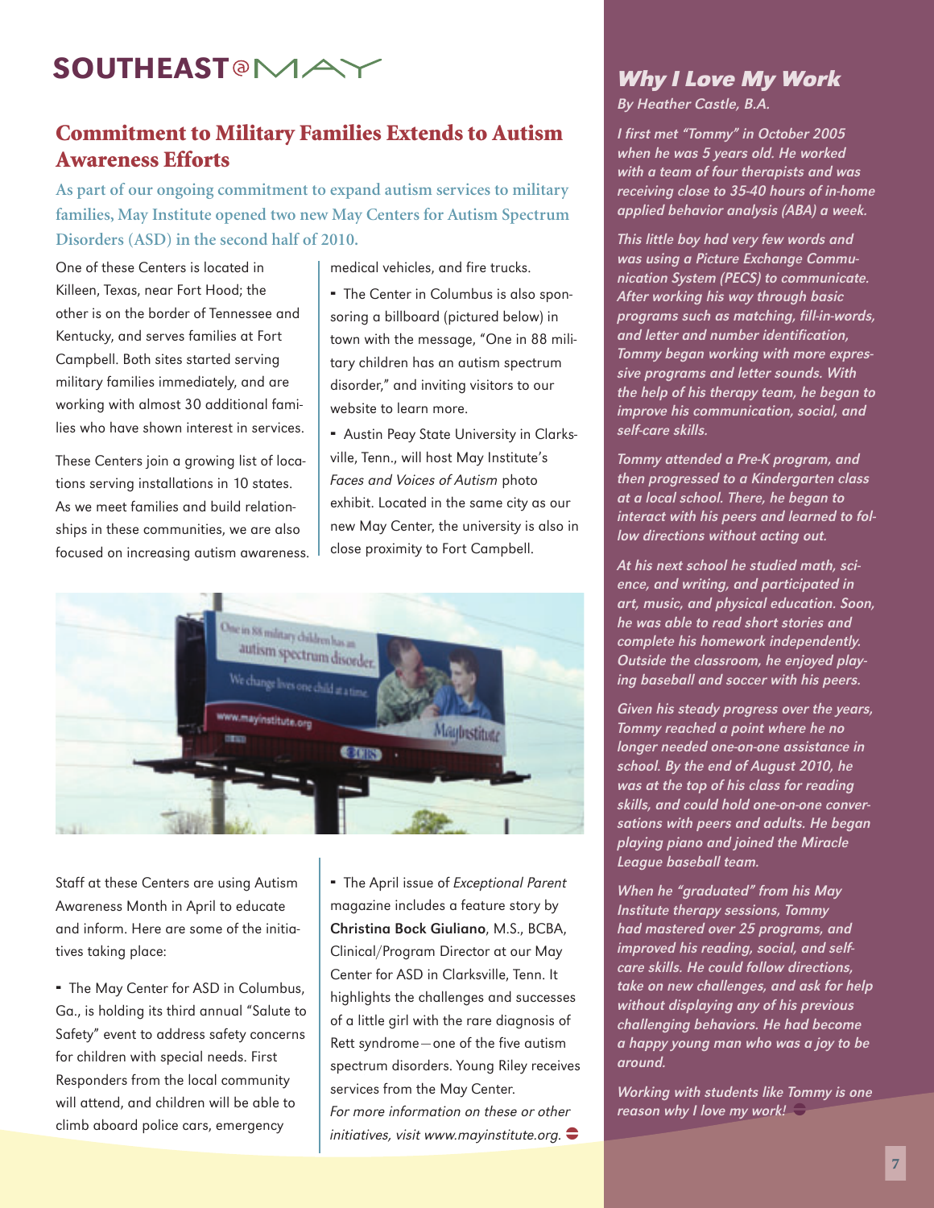# SOUTHEAST@MAY

## Commitment to Military Families Extends to Autism Awareness Efforts

**As part of our ongoing commitment to expand autism services to military families, May Institute opened two new May Centers for Autism Spectrum Disorders (ASD) in the second half of 2010.**

One of these Centers is located in Killeen, Texas, near Fort Hood; the other is on the border of Tennessee and Kentucky, and serves families at Fort Campbell. Both sites started serving military families immediately, and are working with almost 30 additional families who have shown interest in services.

These Centers join a growing list of locations serving installations in 10 states. As we meet families and build relationships in these communities, we are also focused on increasing autism awareness.

Staff at these Centers are using Autism Awareness Month in April to educate and inform. Here are some of the initiatives taking place:

- The May Center for ASD in Columbus, Ga., is holding its third annual "Salute to Safety" event to address safety concerns for children with special needs. First Responders from the local community will attend, and children will be able to climb aboard police cars, emergency medical vehicles, and fire trucks.
- The Center in Columbus is also sponsoring a billboard (pictured below) in town with the message, "One in 88 military children has an autism spectrum disorder," and inviting visitors to our website to learn more.
- Austin Peay State University in Clarksville, Tenn., will host May Institute's *Faces and Voices of Autism* photo exhibit. Located in the same city as our new May Center, the university is also in close proximity to Fort Campbell.
- The April issue of *Exceptional Parent* magazine includes a feature story by **Christina Bock Giuliano**, M.S., BCBA, Clinical/Program Director at our May Center for ASD in Clarksville, Tenn. It highlights the challenges and successes of a little girl with the rare diagnosis of Rett syndrome—one of the five autism spectrum disorders. Young Riley receives services from the May Center.

*For more information on these or other initiatives, visit www.mayinstitute.org.*

## *Why I Love My Work*

*By Heather Castle, B.A.*

*I first met "Tommy" in October 2005 when he was 5 years old. He worked with a team of four therapists and was receiving close to 35-40 hours of in-home applied behavior analysis (ABA) a week.*

*This little boy had very few words and was using a Picture Exchange Communication System (PECS) to communicate. After working his way through basic programs such as matching, fill-in-words, and letter and number identification, Tommy began working with more expressive programs and letter sounds. With the help of his therapy team, he began to improve his communication, social, and self-care skills.*

*Tommy attended a Pre-K program, and then progressed to a Kindergarten class at a local school. There, he began to interact with his peers and learned to follow directions without acting out.*

*At his next school he studied math, science, and writing, and participated in art, music, and physical education. Soon, he was able to read short stories and complete his homework independently. Outside the classroom, he enjoyed playing baseball and soccer with his peers.*

*Given his steady progress over the years, Tommy reached a point where he no longer needed one-on-one assistance in school. By the end of August 2010, he was at the top of his class for reading skills, and could hold one-on-one conversations with peers and adults. He began playing piano and joined the Miracle League baseball team.*

*When he "graduated" from his May Institute therapy sessions, Tommy had mastered over 25 programs, and improved his reading, social, and self-care skills. He could follow directions, take on new challenges, and ask for help without displaying any of his previous challenging behaviors. He had become a happy young man who was a joy to be around.*

*Working with students like Tommy is one reason why I love my work!*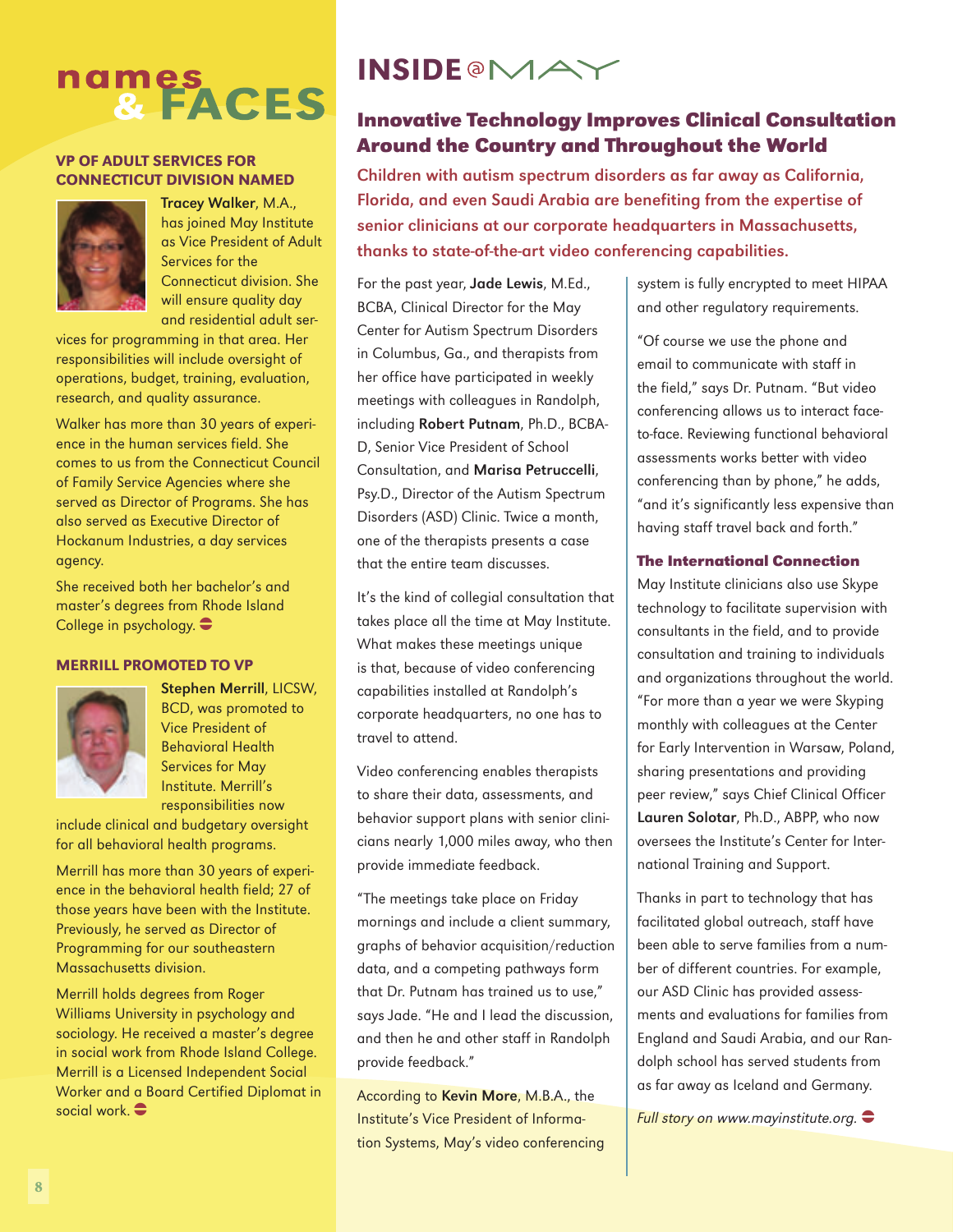# names & FACES

### VP OF ADULT SERVICES FOR CONNECTICUT DIVISION NAMED

**Tracey Walker**, M.A., has joined May Institute as Vice President of Adult Services for the Connecticut division. She will ensure quality day and residential adult services for programming in that area. Her responsibilities will include oversight of operations, budget, training, evaluation, research, and quality assurance.

Walker has more than 30 years of experience in the human services field. She comes to us from the Connecticut Council of Family Service Agencies where she served as Director of Programs. She has also served as Executive Director of Hockanum Industries, a day services agency.

She received both her bachelor's and master's degrees from Rhode Island College in psychology.

### MERRILL PROMOTED TO VP

**Stephen Merrill**, LICSW, BCD, was promoted to Vice President of Behavioral Health Services for May Institute. Merrill's responsibilities now include clinical and budgetary oversight for all behavioral health programs.

Merrill has more than 30 years of experience in the behavioral health field; 27 of those years have been with the Institute. Previously, he served as Director of Programming for our southeastern Massachusetts division.

Merrill holds degrees from Roger Williams University in psychology and sociology. He received a master's degree in social work from Rhode Island College. Merrill is a Licensed Independent Social Worker and a Board Certified Diplomat in social work.

# INSIDE@MAY

## Innovative Technology Improves Clinical Consultation Around the Country and Throughout the World

**Children with autism spectrum disorders as far away as California, Florida, and even Saudi Arabia are benefiting from the expertise of senior clinicians at our corporate headquarters in Massachusetts, thanks to state-of-the-art video conferencing capabilities.**

For the past year, **Jade Lewis**, M.Ed., BCBA, Clinical Director for the May Center for Autism Spectrum Disorders in Columbus, Ga., and therapists from her office have participated in weekly meetings with colleagues in Randolph, including **Robert Putnam**, Ph.D., BCBA-D, Senior Vice President of School Consultation, and **Marisa Petruccelli**, Psy.D., Director of the Autism Spectrum Disorders (ASD) Clinic. Twice a month, one of the therapists presents a case that the entire team discusses.

It's the kind of collegial consultation that takes place all the time at May Institute. What makes these meetings unique is that, because of video conferencing capabilities installed at Randolph's corporate headquarters, no one has to travel to attend.

Video conferencing enables therapists to share their data, assessments, and behavior support plans with senior clinicians nearly 1,000 miles away, who then provide immediate feedback.

"The meetings take place on Friday mornings and include a client summary, graphs of behavior acquisition/reduction data, and a competing pathways form that Dr. Putnam has trained us to use," says Jade. "He and I lead the discussion, and then he and other staff in Randolph provide feedback."

According to **Kevin More**, M.B.A., the Institute's Vice President of Information Systems, May's video conferencing system is fully encrypted to meet HIPAA and other regulatory requirements.

"Of course we use the phone and email to communicate with staff in the field," says Dr. Putnam. "But video conferencing allows us to interact face-to-face. Reviewing functional behavioral assessments works better with video conferencing than by phone," he adds, "and it's significantly less expensive than having staff travel back and forth."

### The International Connection

May Institute clinicians also use Skype technology to facilitate supervision with consultants in the field, and to provide consultation and training to individuals and organizations throughout the world. "For more than a year we were Skyping monthly with colleagues at the Center for Early Intervention in Warsaw, Poland, sharing presentations and providing peer review," says Chief Clinical Officer **Lauren Solotar**, Ph.D., ABPP, who now oversees the Institute's Center for International Training and Support.

Thanks in part to technology that has facilitated global outreach, staff have been able to serve families from a number of different countries. For example, our ASD Clinic has provided assessments and evaluations for families from England and Saudi Arabia, and our Randolph school has served students from as far away as Iceland and Germany.

*Full story on www.mayinstitute.org.*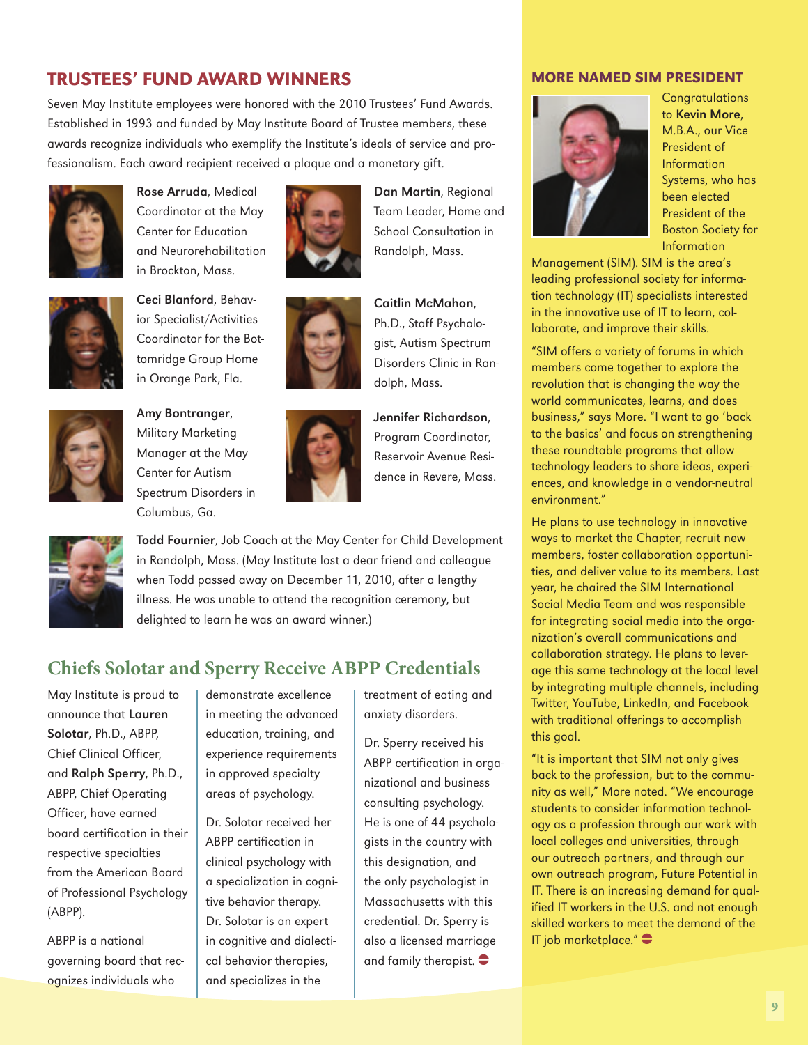## TRUSTEES' FUND AWARD WINNERS

Seven May Institute employees were honored with the 2010 Trustees' Fund Awards. Established in 1993 and funded by May Institute Board of Trustee members, these awards recognize individuals who exemplify the Institute's ideals of service and professionalism. Each award recipient received a plaque and a monetary gift.

**Rose Arruda**, Medical Coordinator at the May Center for Education and Neurorehabilitation in Brockton, Mass.

**Ceci Blanford**, Behavior Specialist/Activities Coordinator for the Bottomridge Group Home in Orange Park, Fla.

**Amy Bontranger**, Military Marketing Manager at the May Center for Autism Spectrum Disorders in Columbus, Ga.

**Dan Martin**, Regional Team Leader, Home and School Consultation in Randolph, Mass.

**Caitlin McMahon**, Ph.D., Staff Psychologist, Autism Spectrum Disorders Clinic in Randolph, Mass.

**Jennifer Richardson**, Program Coordinator, Reservoir Avenue Residence in Revere, Mass.

**Todd Fournier**, Job Coach at the May Center for Child Development in Randolph, Mass. (May Institute lost a dear friend and colleague when Todd passed away on December 11, 2010, after a lengthy illness. He was unable to attend the recognition ceremony, but delighted to learn he was an award winner.)

## Chiefs Solotar and Sperry Receive ABPP Credentials

May Institute is proud to announce that **Lauren Solotar**, Ph.D., ABPP, Chief Clinical Officer, and **Ralph Sperry**, Ph.D., ABPP, Chief Operating Officer, have earned board certification in their respective specialties from the American Board of Professional Psychology (ABPP).

ABPP is a national governing board that recognizes individuals who demonstrate excellence in meeting the advanced education, training, and experience requirements in approved specialty areas of psychology.

Dr. Solotar received her ABPP certification in clinical psychology with a specialization in cognitive behavior therapy. Dr. Solotar is an expert in cognitive and dialectical behavior therapies, and specializes in the treatment of eating and anxiety disorders.

Dr. Sperry received his ABPP certification in organizational and business consulting psychology. He is one of 44 psychologists in the country with this designation, and the only psychologist in Massachusetts with this credential. Dr. Sperry is also a licensed marriage and family therapist.

## MORE NAMED SIM PRESIDENT

Congratulations to **Kevin More**, M.B.A., our Vice President of Information Systems, who has been elected President of the Boston Society for Information Management (SIM). SIM is the area's leading professional society for information technology (IT) specialists interested in the innovative use of IT to learn, collaborate, and improve their skills.

"SIM offers a variety of forums in which members come together to explore the revolution that is changing the way the world communicates, learns, and does business," says More. "I want to go 'back to the basics' and focus on strengthening these roundtable programs that allow technology leaders to share ideas, experiences, and knowledge in a vendor-neutral environment."

He plans to use technology in innovative ways to market the Chapter, recruit new members, foster collaboration opportunities, and deliver value to its members. Last year, he chaired the SIM International Social Media Team and was responsible for integrating social media into the organization's overall communications and collaboration strategy. He plans to leverage this same technology at the local level by integrating multiple channels, including Twitter, YouTube, LinkedIn, and Facebook with traditional offerings to accomplish this goal.

"It is important that SIM not only gives back to the profession, but to the community as well," More noted. "We encourage students to consider information technology as a profession through our work with local colleges and universities, through our outreach partners, and through our own outreach program, Future Potential in IT. There is an increasing demand for qualified IT workers in the U.S. and not enough skilled workers to meet the demand of the IT job marketplace."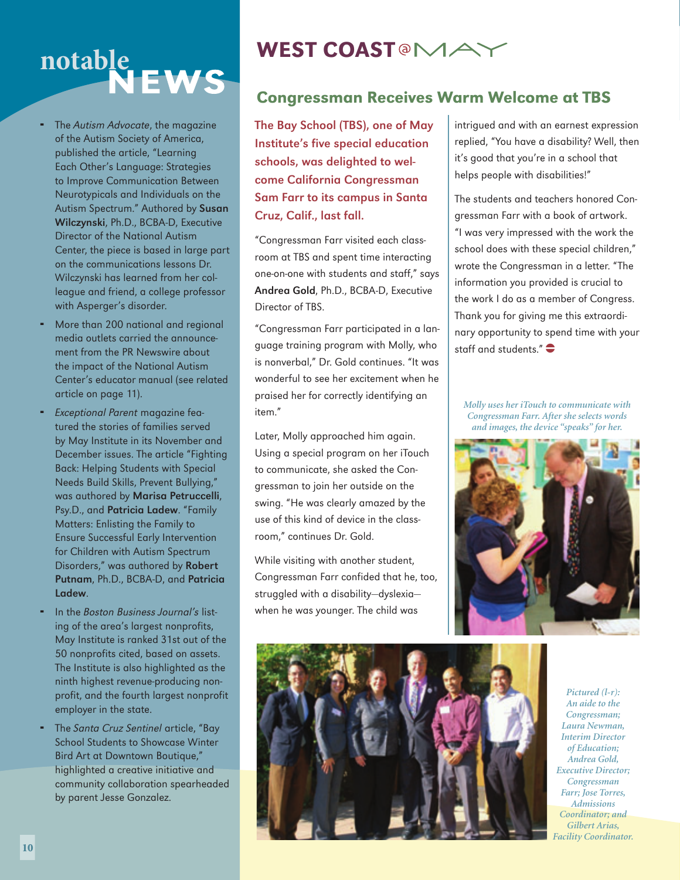# notable NEWS

- The *Autism Advocate*, the magazine of the Autism Society of America, published the article, "Learning Each Other's Language: Strategies to Improve Communication Between Neurotypicals and Individuals on the Autism Spectrum." Authored by **Susan Wilczynski**, Ph.D., BCBA-D, Executive Director of the National Autism Center, the piece is based in large part on the communications lessons Dr. Wilczynski has learned from her colleague and friend, a college professor with Asperger's disorder.
- More than 200 national and regional media outlets carried the announcement from the PR Newswire about the impact of the National Autism Center's educator manual (see related article on page 11).
- *Exceptional Parent* magazine featured the stories of families served by May Institute in its November and December issues. The article "Fighting Back: Helping Students with Special Needs Build Skills, Prevent Bullying," was authored by **Marisa Petruccelli**, Psy.D., and **Patricia Ladew**. "Family Matters: Enlisting the Family to Ensure Successful Early Intervention for Children with Autism Spectrum Disorders," was authored by **Robert Putnam**, Ph.D., BCBA-D, and **Patricia Ladew**.
- In the *Boston Business Journal's* listing of the area's largest nonprofits, May Institute is ranked 31st out of the 50 nonprofits cited, based on assets. The Institute is also highlighted as the ninth highest revenue-producing nonprofit, and the fourth largest nonprofit employer in the state.
- The *Santa Cruz Sentinel* article, "Bay School Students to Showcase Winter Bird Art at Downtown Boutique," highlighted a creative initiative and community collaboration spearheaded by parent Jesse Gonzalez.

# WEST COAST @ MAY

## Congressman Receives Warm Welcome at TBS

**The Bay School (TBS), one of May Institute's five special education schools, was delighted to welcome California Congressman Sam Farr to its campus in Santa Cruz, Calif., last fall.**

"Congressman Farr visited each classroom at TBS and spent time interacting one-on-one with students and staff," says **Andrea Gold**, Ph.D., BCBA-D, Executive Director of TBS.

"Congressman Farr participated in a language training program with Molly, who is nonverbal," Dr. Gold continues. "It was wonderful to see her excitement when he praised her for correctly identifying an item."

Later, Molly approached him again. Using a special program on her iTouch to communicate, she asked the Congressman to join her outside on the swing. "He was clearly amazed by the use of this kind of device in the classroom," continues Dr. Gold.

While visiting with another student, Congressman Farr confided that he, too, struggled with a disability—dyslexia—when he was younger. The child was intrigued and with an earnest expression replied, "You have a disability? Well, then it's good that you're in a school that helps people with disabilities!"

The students and teachers honored Congressman Farr with a book of artwork. "I was very impressed with the work the school does with these special children," wrote the Congressman in a letter. "The information you provided is crucial to the work I do as a member of Congress. Thank you for giving me this extraordinary opportunity to spend time with your staff and students."

*Molly uses her iTouch to communicate with Congressman Farr. After she selects words and images, the device "speaks" for her.*

*Pictured (l-r): An aide to the Congressman; Laura Newman, Interim Director of Education; Andrea Gold, Executive Director; Congressman Farr; Jose Torres, Admissions Coordinator; and Gilbert Arias, Facility Coordinator.*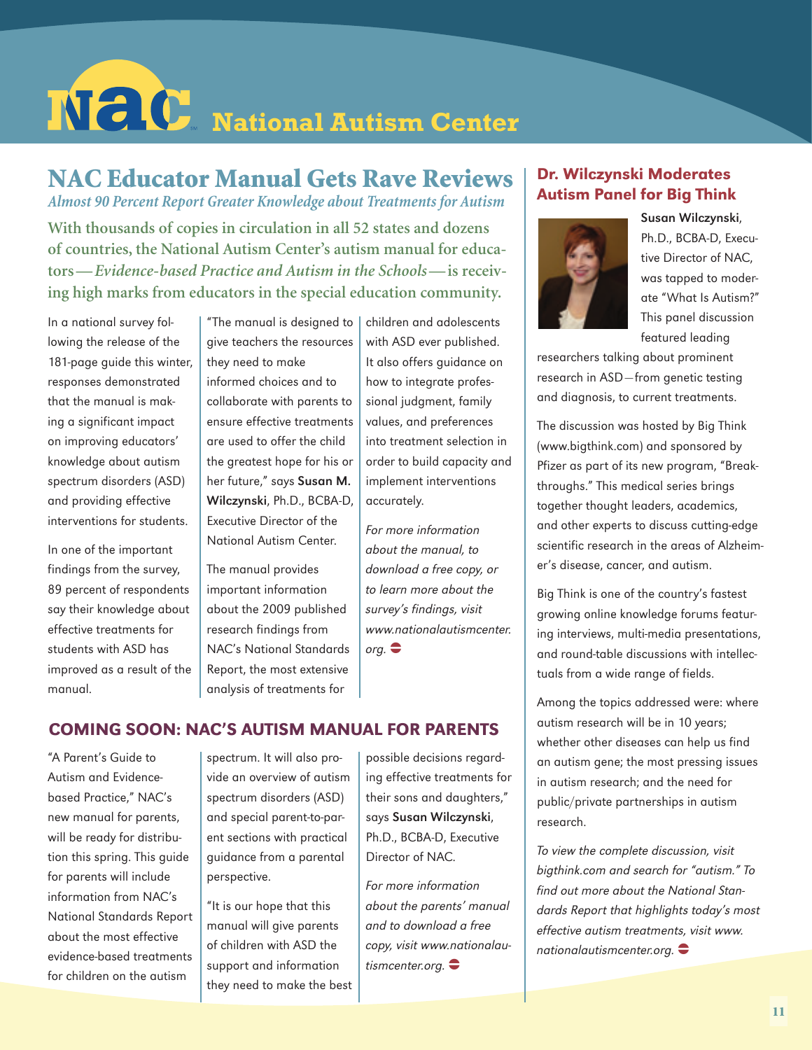# National Autism Center

## NAC Educator Manual Gets Rave Reviews

*Almost 90 Percent Report Greater Knowledge about Treatments for Autism*

**With thousands of copies in circulation in all 52 states and dozens of countries, the National Autism Center's autism manual for educators—*Evidence-based Practice and Autism in the Schools*—is receiving high marks from educators in the special education community.**

In a national survey following the release of the 181-page guide this winter, responses demonstrated that the manual is making a significant impact on improving educators' knowledge about autism spectrum disorders (ASD) and providing effective interventions for students.

In one of the important findings from the survey, 89 percent of respondents say their knowledge about effective treatments for students with ASD has improved as a result of the manual.

"The manual is designed to give teachers the resources they need to make informed choices and to collaborate with parents to ensure effective treatments are used to offer the child the greatest hope for his or her future," says **Susan M. Wilczynski**, Ph.D., BCBA-D, Executive Director of the National Autism Center.

The manual provides important information about the 2009 published research findings from NAC's National Standards Report, the most extensive analysis of treatments for children and adolescents with ASD ever published. It also offers guidance on how to integrate professional judgment, family values, and preferences into treatment selection in order to build capacity and implement interventions accurately.

*For more information about the manual, to download a free copy, or to learn more about the survey's findings, visit www.nationalautismcenter.org.*

## COMING SOON: NAC'S AUTISM MANUAL FOR PARENTS

"A Parent's Guide to Autism and Evidence-based Practice," NAC's new manual for parents, will be ready for distribution this spring. This guide for parents will include information from NAC's National Standards Report about the most effective evidence-based treatments for children on the autism spectrum. It will also provide an overview of autism spectrum disorders (ASD) and special parent-to-parent sections with practical guidance from a parental perspective.

"It is our hope that this manual will give parents of children with ASD the support and information they need to make the best possible decisions regarding effective treatments for their sons and daughters," says **Susan Wilczynski**, Ph.D., BCBA-D, Executive Director of NAC.

*For more information about the parents' manual and to download a free copy, visit www.nationalautismcenter.org.*

## Dr. Wilczynski Moderates Autism Panel for Big Think

**Susan Wilczynski**, Ph.D., BCBA-D, Executive Director of NAC, was tapped to moderate "What Is Autism?" This panel discussion featured leading researchers talking about prominent research in ASD—from genetic testing and diagnosis, to current treatments.

The discussion was hosted by Big Think (www.bigthink.com) and sponsored by Pfizer as part of its new program, "Breakthroughs." This medical series brings together thought leaders, academics, and other experts to discuss cutting-edge scientific research in the areas of Alzheimer's disease, cancer, and autism.

Big Think is one of the country's fastest growing online knowledge forums featuring interviews, multi-media presentations, and round-table discussions with intellectuals from a wide range of fields.

Among the topics addressed were: where autism research will be in 10 years; whether other diseases can help us find an autism gene; the most pressing issues in autism research; and the need for public/private partnerships in autism research.

*To view the complete discussion, visit bigthink.com and search for "autism." To find out more about the National Standards Report that highlights today's most effective autism treatments, visit www.nationalautismcenter.org.*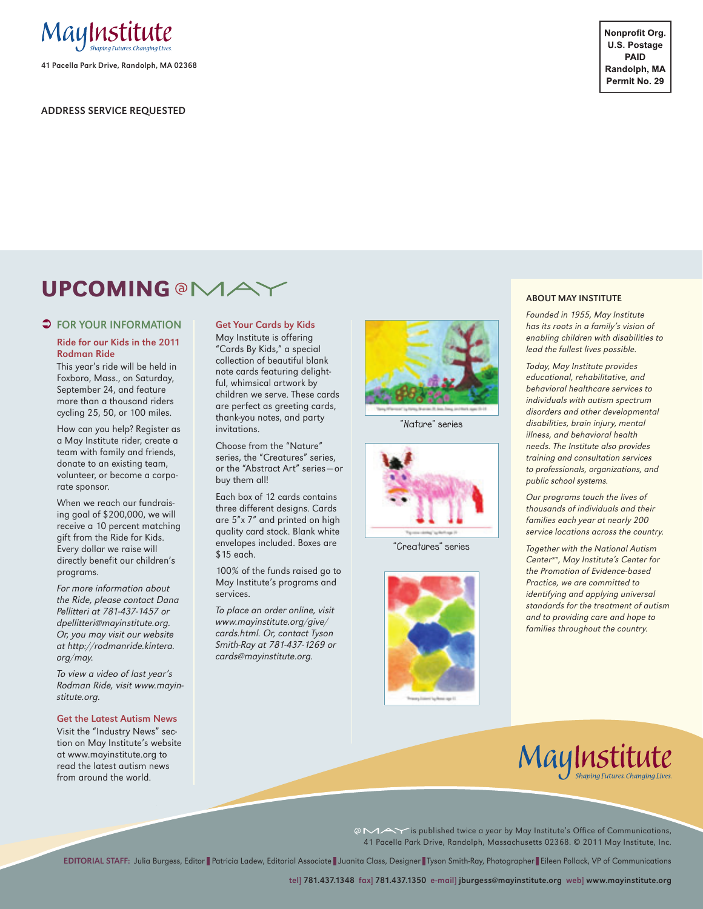May Institute
*Shaping Futures. Changing Lives.*

41 Pacella Park Drive, Randolph, MA 02368

ADDRESS SERVICE REQUESTED

Nonprofit Org.
U.S. Postage
PAID
Randolph, MA
Permit No. 29

# UPCOMING @MAY

## FOR YOUR INFORMATION

### Ride for our Kids in the 2011 Rodman Ride

This year's ride will be held in Foxboro, Mass., on Saturday, September 24, and feature more than a thousand riders cycling 25, 50, or 100 miles.

How can you help? Register as a May Institute rider, create a team with family and friends, donate to an existing team, volunteer, or become a corporate sponsor.

When we reach our fundraising goal of $200,000, we will receive a 10 percent matching gift from the Ride for Kids. Every dollar we raise will directly benefit our children's programs.

*For more information about the Ride, please contact Dana Pellitteri at 781-437-1457 or dpellitteri@mayinstitute.org. Or, you may visit our website at http://rodmanride.kintera.org/may.*

*To view a video of last year's Rodman Ride, visit www.mayinstitute.org.*

### Get the Latest Autism News

Visit the "Industry News" section on May Institute's website at www.mayinstitute.org to read the latest autism news from around the world.

### Get Your Cards by Kids

May Institute is offering "Cards By Kids," a special collection of beautiful blank note cards featuring delightful, whimsical artwork by children we serve. These cards are perfect as greeting cards, thank-you notes, and party invitations.

Choose from the "Nature" series, the "Creatures" series, or the "Abstract Art" series—or buy them all!

Each box of 12 cards contains three different designs. Cards are 5"x 7" and printed on high quality card stock. Blank white envelopes included. Boxes are $15 each.

100% of the funds raised go to May Institute's programs and services.

*To place an order online, visit www.mayinstitute.org/give/cards.html. Or, contact Tyson Smith-Ray at 781-437-1269 or cards@mayinstitute.org.*

"Nature" series

"Creatures" series

## ABOUT MAY INSTITUTE

*Founded in 1955, May Institute has its roots in a family's vision of enabling children with disabilities to lead the fullest lives possible.*

*Today, May Institute provides educational, rehabilitative, and behavioral healthcare services to individuals with autism spectrum disorders and other developmental disabilities, brain injury, mental illness, and behavioral health needs. The Institute also provides training and consultation services to professionals, organizations, and public school systems.*

*Our programs touch the lives of thousands of individuals and their families each year at nearly 200 service locations across the country.*

*Together with the National Autism Center℠, May Institute's Center for the Promotion of Evidence-based Practice, we are committed to identifying and applying universal standards for the treatment of autism and to providing care and hope to families throughout the country.*

May Institute
*Shaping Futures. Changing Lives.*

@MAY is published twice a year by May Institute's Office of Communications, 41 Pacella Park Drive, Randolph, Massachusetts 02368. © 2011 May Institute, Inc.

**EDITORIAL STAFF:** Julia Burgess, Editor | Patricia Ladew, Editorial Associate | Juanita Class, Designer | Tyson Smith-Ray, Photographer | Eileen Pollack, VP of Communications

tel] 781.437.1348 fax] 781.437.1350 e-mail] jburgess@mayinstitute.org web] www.mayinstitute.org